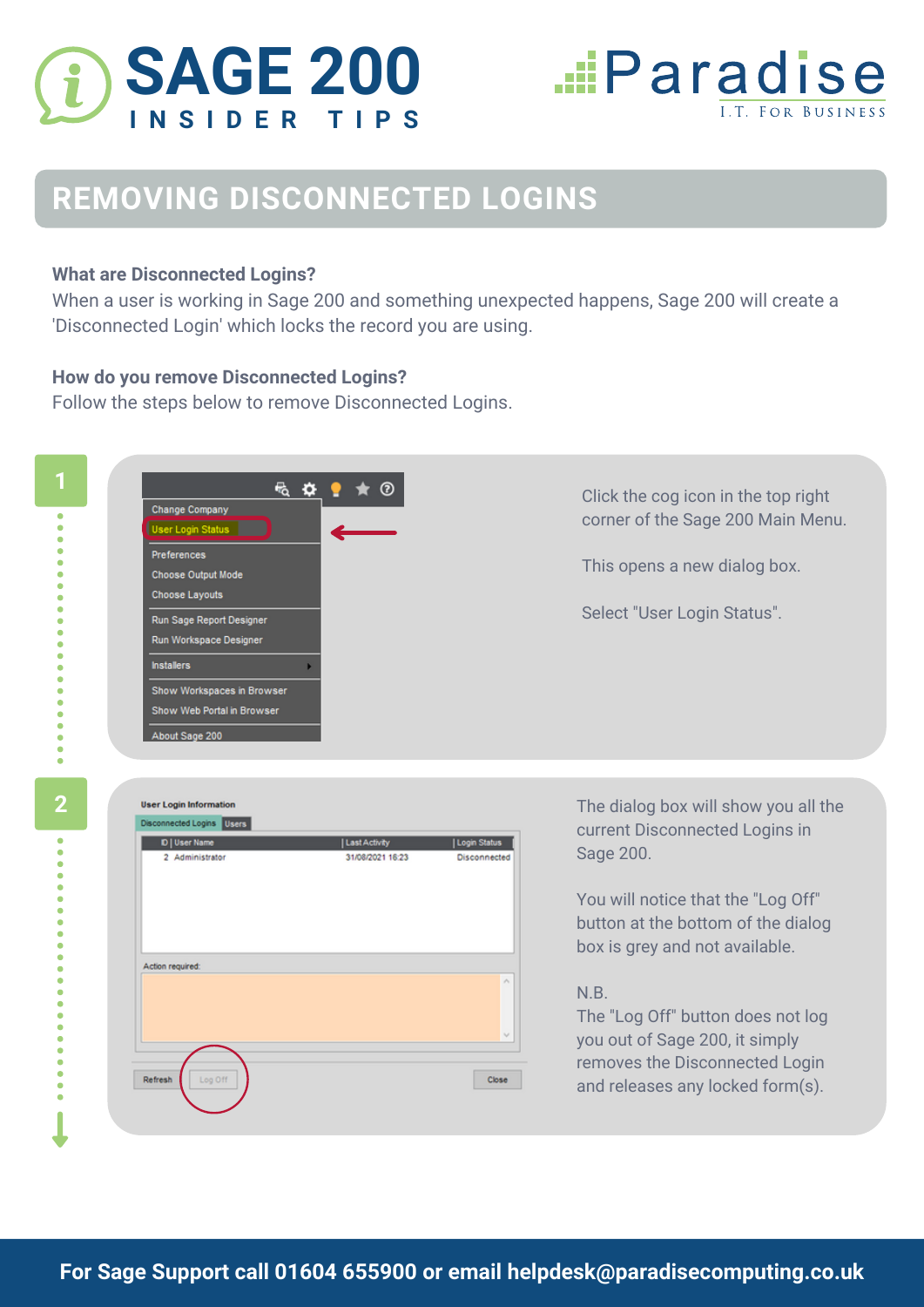# SAGE 200

INSIDER TIPS

Paradise

I.T. For Business

## REMOVING DISCONNECTED LOGINS

**What are Disconnected Logins?**
When a user is working in Sage 200 and something unexpected happens, Sage 200 will create a 'Disconnected Login' which locks the record you are using.

**How do you remove Disconnected Logins?**
Follow the steps below to remove Disconnected Logins.

### 1

Click the cog icon in the top right corner of the Sage 200 Main Menu.

This opens a new dialog box.

Select "User Login Status".

### 2

The dialog box will show you all the current Disconnected Logins in Sage 200.

You will notice that the "Log Off" button at the bottom of the dialog box is grey and not available.

N.B.
The "Log Off" button does not log you out of Sage 200, it simply removes the Disconnected Login and releases any locked form(s).

**For Sage Support call 01604 655900 or email helpdesk@paradisecomputing.co.uk**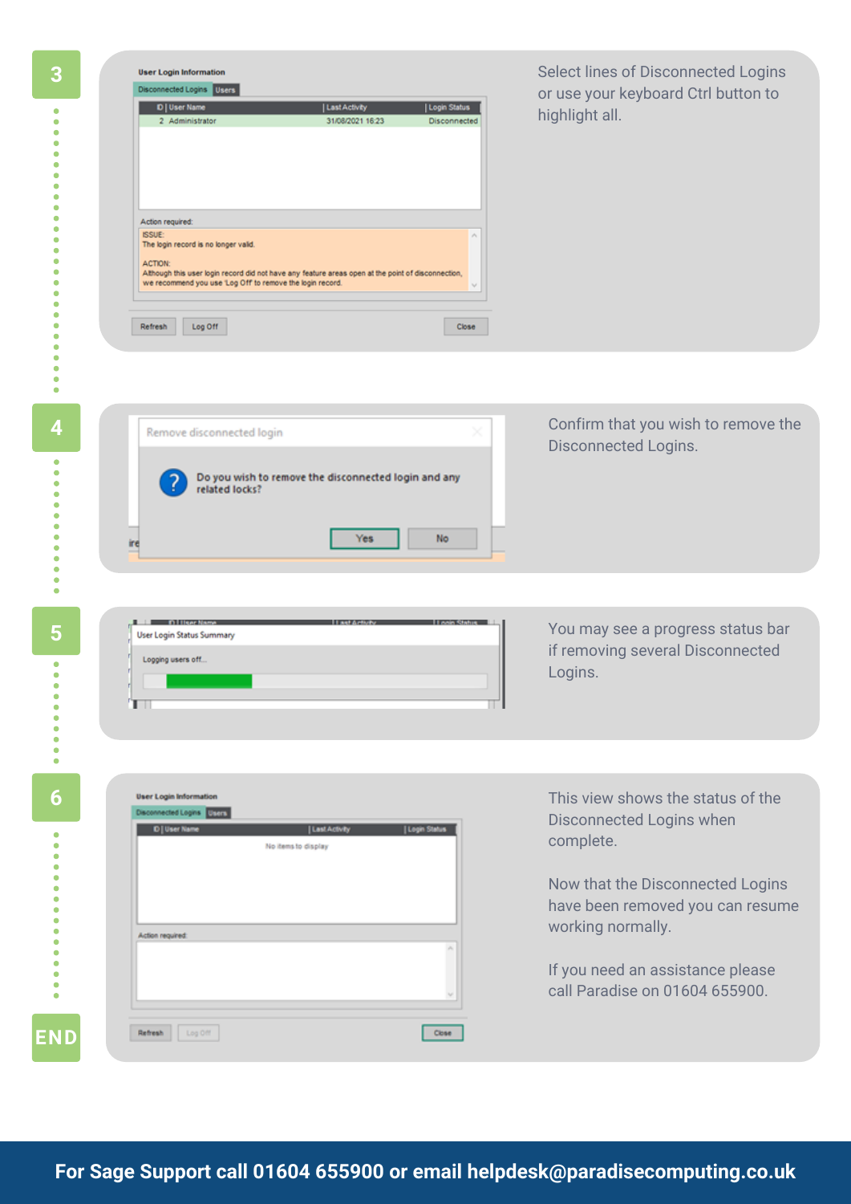## 3

Select lines of Disconnected Logins or use your keyboard Ctrl button to highlight all.

## 4

Confirm that you wish to remove the Disconnected Logins.

## 5

You may see a progress status bar if removing several Disconnected Logins.

## 6

This view shows the status of the Disconnected Logins when complete.

Now that the Disconnected Logins have been removed you can resume working normally.

If you need an assistance please call Paradise on 01604 655900.

## END

**For Sage Support call 01604 655900 or email helpdesk@paradisecomputing.co.uk**